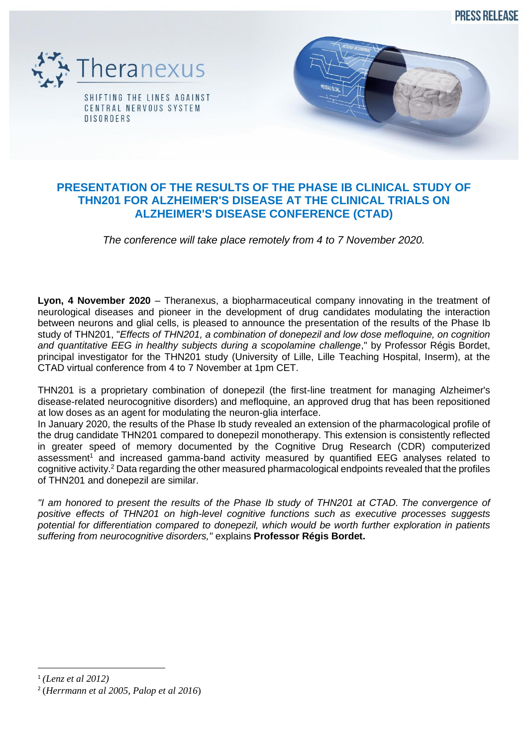PRESS RELEASE

Theranexus

SHIFTING THE LINES AGAINST CENTRAL NERVOUS SYSTEM DISORDERS

# PRESENTATION OF THE RESULTS OF THE PHASE IB CLINICAL STUDY OF THN201 FOR ALZHEIMER'S DISEASE AT THE CLINICAL TRIALS ON ALZHEIMER'S DISEASE CONFERENCE (CTAD)

*The conference will take place remotely from 4 to 7 November 2020.*

**Lyon, 4 November 2020** – Theranexus, a biopharmaceutical company innovating in the treatment of neurological diseases and pioneer in the development of drug candidates modulating the interaction between neurons and glial cells, is pleased to announce the presentation of the results of the Phase Ib study of THN201, "*Effects of THN201, a combination of donepezil and low dose mefloquine, on cognition and quantitative EEG in healthy subjects during a scopolamine challenge*," by Professor Régis Bordet, principal investigator for the THN201 study (University of Lille, Lille Teaching Hospital, Inserm), at the CTAD virtual conference from 4 to 7 November at 1pm CET.

THN201 is a proprietary combination of donepezil (the first-line treatment for managing Alzheimer's disease-related neurocognitive disorders) and mefloquine, an approved drug that has been repositioned at low doses as an agent for modulating the neuron-glia interface.

In January 2020, the results of the Phase Ib study revealed an extension of the pharmacological profile of the drug candidate THN201 compared to donepezil monotherapy. This extension is consistently reflected in greater speed of memory documented by the Cognitive Drug Research (CDR) computerized assessment[1] and increased gamma-band activity measured by quantified EEG analyses related to cognitive activity.[2] Data regarding the other measured pharmacological endpoints revealed that the profiles of THN201 and donepezil are similar.

*"I am honored to present the results of the Phase Ib study of THN201 at CTAD. The convergence of positive effects of THN201 on high-level cognitive functions such as executive processes suggests potential for differentiation compared to donepezil, which would be worth further exploration in patients suffering from neurocognitive disorders,"* explains **Professor Régis Bordet.**

---

[1] *(Lenz et al 2012)*

[2] (*Herrmann et al 2005, Palop et al 2016*)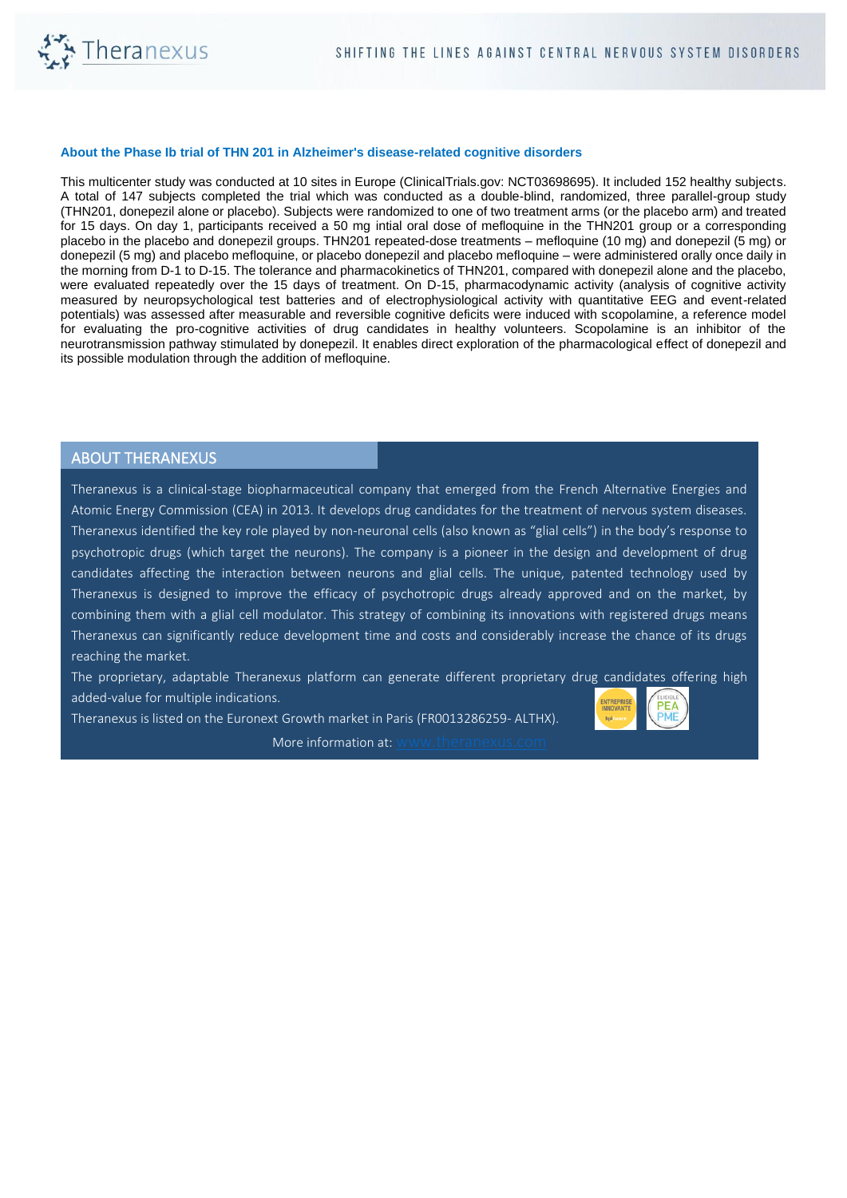### About the Phase Ib trial of THN 201 in Alzheimer's disease-related cognitive disorders

This multicenter study was conducted at 10 sites in Europe (ClinicalTrials.gov: NCT03698695). It included 152 healthy subjects. A total of 147 subjects completed the trial which was conducted as a double-blind, randomized, three parallel-group study (THN201, donepezil alone or placebo). Subjects were randomized to one of two treatment arms (or the placebo arm) and treated for 15 days. On day 1, participants received a 50 mg intial oral dose of mefloquine in the THN201 group or a corresponding placebo in the placebo and donepezil groups. THN201 repeated-dose treatments – mefloquine (10 mg) and donepezil (5 mg) or donepezil (5 mg) and placebo mefloquine, or placebo donepezil and placebo mefloquine – were administered orally once daily in the morning from D-1 to D-15. The tolerance and pharmacokinetics of THN201, compared with donepezil alone and the placebo, were evaluated repeatedly over the 15 days of treatment. On D-15, pharmacodynamic activity (analysis of cognitive activity measured by neuropsychological test batteries and of electrophysiological activity with quantitative EEG and event-related potentials) was assessed after measurable and reversible cognitive deficits were induced with scopolamine, a reference model for evaluating the pro-cognitive activities of drug candidates in healthy volunteers. Scopolamine is an inhibitor of the neurotransmission pathway stimulated by donepezil. It enables direct exploration of the pharmacological effect of donepezil and its possible modulation through the addition of mefloquine.

## ABOUT THERANEXUS

Theranexus is a clinical-stage biopharmaceutical company that emerged from the French Alternative Energies and Atomic Energy Commission (CEA) in 2013. It develops drug candidates for the treatment of nervous system diseases. Theranexus identified the key role played by non-neuronal cells (also known as "glial cells") in the body's response to psychotropic drugs (which target the neurons). The company is a pioneer in the design and development of drug candidates affecting the interaction between neurons and glial cells. The unique, patented technology used by Theranexus is designed to improve the efficacy of psychotropic drugs already approved and on the market, by combining them with a glial cell modulator. This strategy of combining its innovations with registered drugs means Theranexus can significantly reduce development time and costs and considerably increase the chance of its drugs reaching the market.

The proprietary, adaptable Theranexus platform can generate different proprietary drug candidates offering high added-value for multiple indications.

Theranexus is listed on the Euronext Growth market in Paris (FR0013286259- ALTHX).

More information at: www.theranexus.com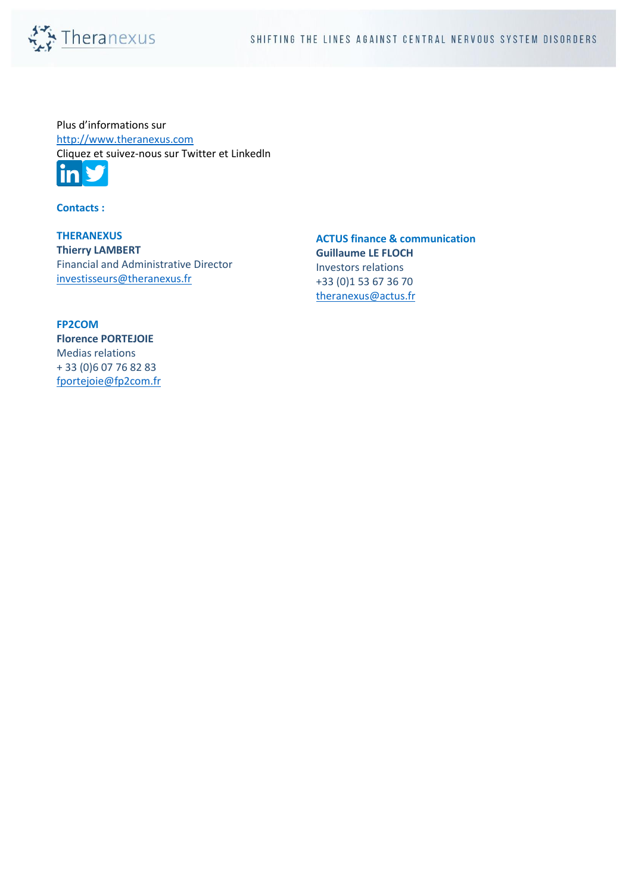Plus d'informations sur
http://www.theranexus.com
Cliquez et suivez-nous sur Twitter et LinkedIn

**Contacts :**

**THERANEXUS**
**Thierry LAMBERT**
Financial and Administrative Director
investisseurs@theranexus.fr

**ACTUS finance & communication**
**Guillaume LE FLOCH**
Investors relations
+33 (0)1 53 67 36 70
theranexus@actus.fr

**FP2COM**
**Florence PORTEJOIE**
Medias relations
+ 33 (0)6 07 76 82 83
fportejoie@fp2com.fr